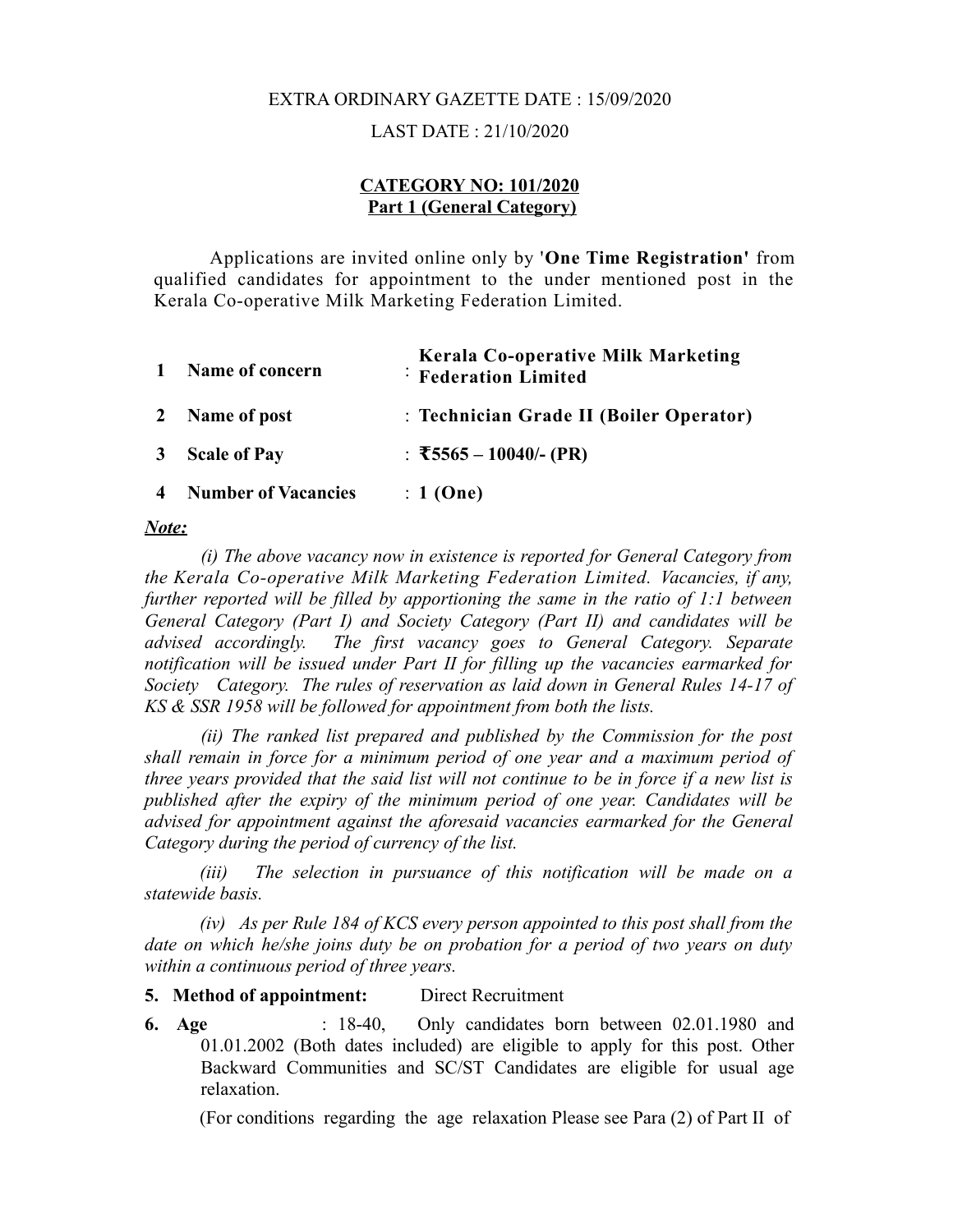EXTRA ORDINARY GAZETTE DATE : 15/09/2020

LAST DATE : 21/10/2020

**CATEGORY NO: 101/2020**
**Part 1 (General Category)**

Applications are invited online only by '**One Time Registration'** from qualified candidates for appointment to the under mentioned post in the Kerala Co-operative Milk Marketing Federation Limited.

| | | |
|---|---|---|
| 1 | **Name of concern** | : **Kerala Co-operative Milk Marketing Federation Limited** |
| 2 | **Name of post** | : **Technician Grade II (Boiler Operator)** |
| 3 | **Scale of Pay** | : **₹5565 – 10040/- (PR)** |
| 4 | **Number of Vacancies** | : **1 (One)** |

***Note:***

*(i) The above vacancy now in existence is reported for General Category from the Kerala Co-operative Milk Marketing Federation Limited. Vacancies, if any, further reported will be filled by apportioning the same in the ratio of 1:1 between General Category (Part I) and Society Category (Part II) and candidates will be advised accordingly. The first vacancy goes to General Category. Separate notification will be issued under Part II for filling up the vacancies earmarked for Society Category. The rules of reservation as laid down in General Rules 14-17 of KS & SSR 1958 will be followed for appointment from both the lists.*

*(ii) The ranked list prepared and published by the Commission for the post shall remain in force for a minimum period of one year and a maximum period of three years provided that the said list will not continue to be in force if a new list is published after the expiry of the minimum period of one year. Candidates will be advised for appointment against the aforesaid vacancies earmarked for the General Category during the period of currency of the list.*

*(iii) The selection in pursuance of this notification will be made on a statewide basis.*

*(iv) As per Rule 184 of KCS every person appointed to this post shall from the date on which he/she joins duty be on probation for a period of two years on duty within a continuous period of three years.*

**5. Method of appointment:** Direct Recruitment

**6. Age** : 18-40, Only candidates born between 02.01.1980 and 01.01.2002 (Both dates included) are eligible to apply for this post. Other Backward Communities and SC/ST Candidates are eligible for usual age relaxation.

(For conditions regarding the age relaxation Please see Para (2) of Part II of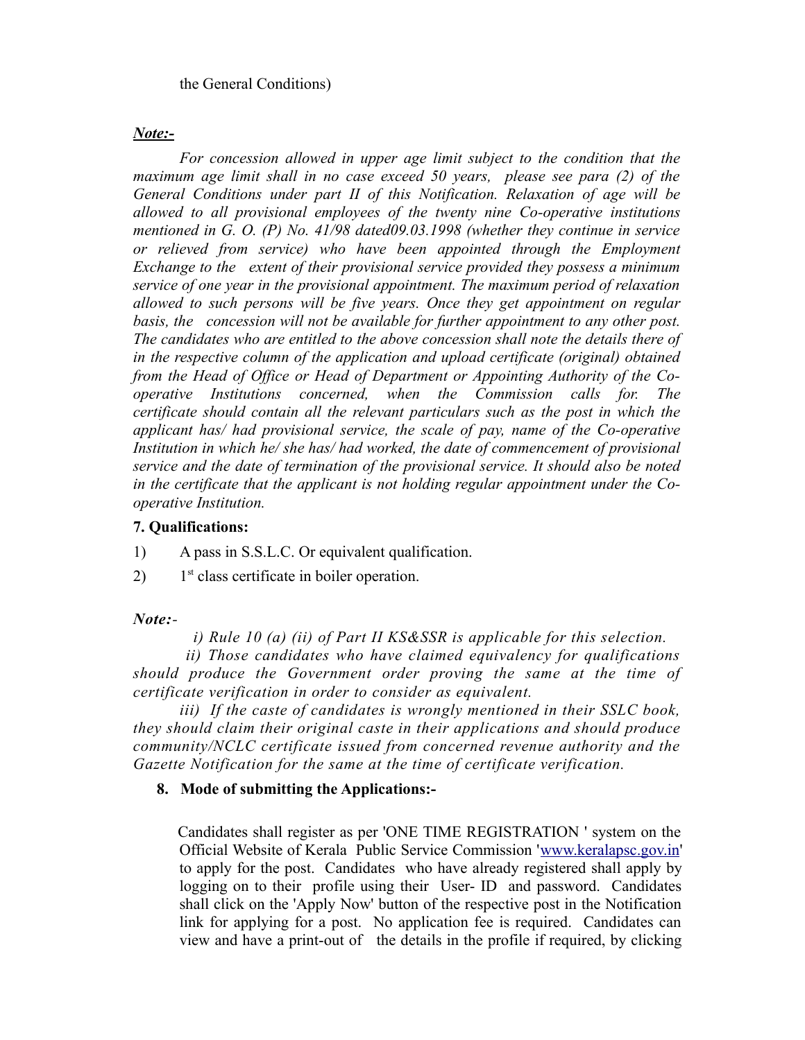the General Conditions)

***Note:-***

*For concession allowed in upper age limit subject to the condition that the maximum age limit shall in no case exceed 50 years, please see para (2) of the General Conditions under part II of this Notification. Relaxation of age will be allowed to all provisional employees of the twenty nine Co-operative institutions mentioned in G. O. (P) No. 41/98 dated09.03.1998 (whether they continue in service or relieved from service) who have been appointed through the Employment Exchange to the extent of their provisional service provided they possess a minimum service of one year in the provisional appointment. The maximum period of relaxation allowed to such persons will be five years. Once they get appointment on regular basis, the concession will not be available for further appointment to any other post. The candidates who are entitled to the above concession shall note the details there of in the respective column of the application and upload certificate (original) obtained from the Head of Office or Head of Department or Appointing Authority of the Co-operative Institutions concerned, when the Commission calls for. The certificate should contain all the relevant particulars such as the post in which the applicant has/ had provisional service, the scale of pay, name of the Co-operative Institution in which he/ she has/ had worked, the date of commencement of provisional service and the date of termination of the provisional service. It should also be noted in the certificate that the applicant is not holding regular appointment under the Co-operative Institution.*

**7. Qualifications:**

1) A pass in S.S.L.C. Or equivalent qualification.

2) 1st class certificate in boiler operation.

***Note:-***

*i) Rule 10 (a) (ii) of Part II KS&SSR is applicable for this selection.*

*ii) Those candidates who have claimed equivalency for qualifications should produce the Government order proving the same at the time of certificate verification in order to consider as equivalent.*

*iii) If the caste of candidates is wrongly mentioned in their SSLC book, they should claim their original caste in their applications and should produce community/NCLC certificate issued from concerned revenue authority and the Gazette Notification for the same at the time of certificate verification.*

**8. Mode of submitting the Applications:-**

Candidates shall register as per 'ONE TIME REGISTRATION ' system on the Official Website of Kerala Public Service Commission 'www.keralapsc.gov.in' to apply for the post. Candidates who have already registered shall apply by logging on to their profile using their User- ID and password. Candidates shall click on the 'Apply Now' button of the respective post in the Notification link for applying for a post. No application fee is required. Candidates can view and have a print-out of the details in the profile if required, by clicking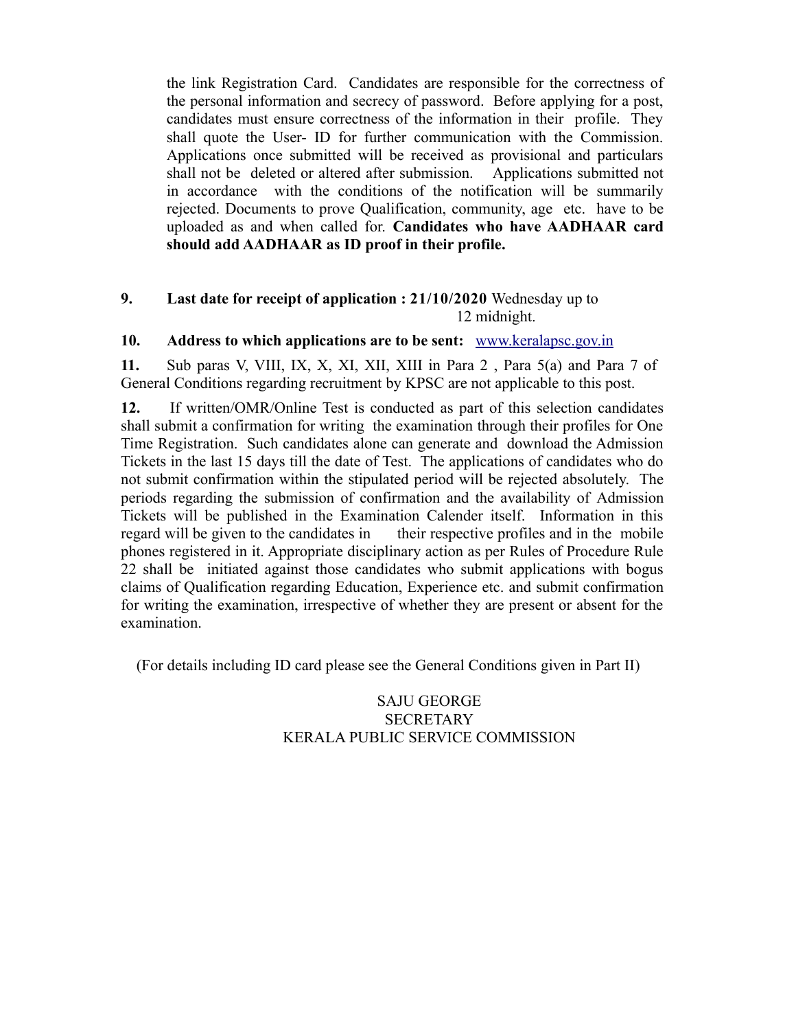the link Registration Card. Candidates are responsible for the correctness of the personal information and secrecy of password. Before applying for a post, candidates must ensure correctness of the information in their profile. They shall quote the User- ID for further communication with the Commission. Applications once submitted will be received as provisional and particulars shall not be deleted or altered after submission. Applications submitted not in accordance with the conditions of the notification will be summarily rejected. Documents to prove Qualification, community, age etc. have to be uploaded as and when called for. **Candidates who have AADHAAR card should add AADHAAR as ID proof in their profile.**

**9. Last date for receipt of application : 21/10/2020** Wednesday up to 12 midnight.

**10. Address to which applications are to be sent:** www.keralapsc.gov.in

**11.** Sub paras V, VIII, IX, X, XI, XII, XIII in Para 2 , Para 5(a) and Para 7 of General Conditions regarding recruitment by KPSC are not applicable to this post.

**12.** If written/OMR/Online Test is conducted as part of this selection candidates shall submit a confirmation for writing the examination through their profiles for One Time Registration. Such candidates alone can generate and download the Admission Tickets in the last 15 days till the date of Test. The applications of candidates who do not submit confirmation within the stipulated period will be rejected absolutely. The periods regarding the submission of confirmation and the availability of Admission Tickets will be published in the Examination Calender itself. Information in this regard will be given to the candidates in their respective profiles and in the mobile phones registered in it. Appropriate disciplinary action as per Rules of Procedure Rule 22 shall be initiated against those candidates who submit applications with bogus claims of Qualification regarding Education, Experience etc. and submit confirmation for writing the examination, irrespective of whether they are present or absent for the examination.

(For details including ID card please see the General Conditions given in Part II)

SAJU GEORGE
SECRETARY
KERALA PUBLIC SERVICE COMMISSION